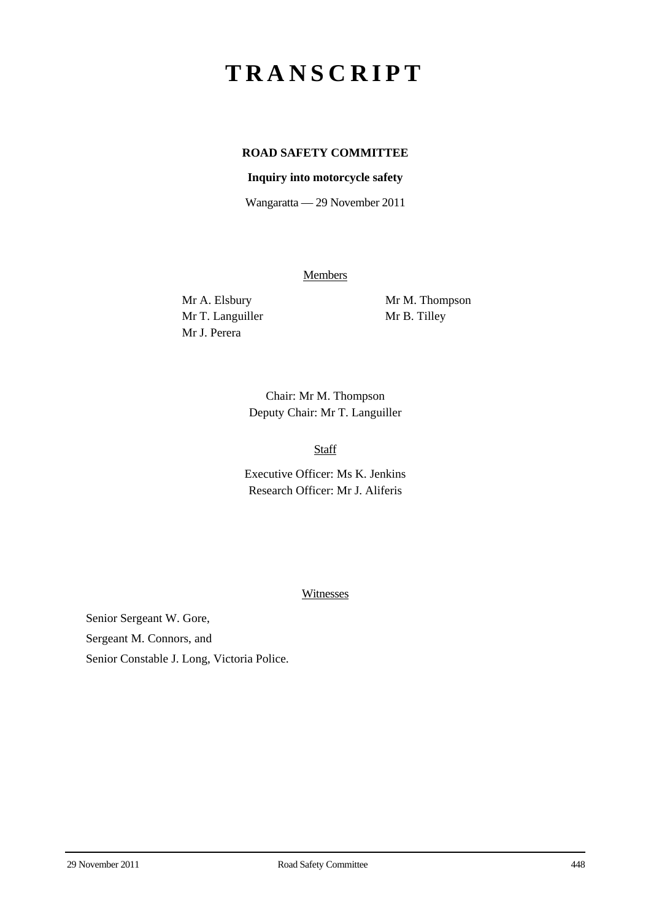# TRANSCRIPT

**ROAD SAFETY COMMITTEE**

**Inquiry into motorcycle safety**

Wangaratta — 29 November 2011

Members

Mr A. Elsbury
Mr T. Languiller
Mr J. Perera
Mr M. Thompson
Mr B. Tilley

Chair: Mr M. Thompson
Deputy Chair: Mr T. Languiller

Staff

Executive Officer: Ms K. Jenkins
Research Officer: Mr J. Aliferis

Witnesses

Senior Sergeant W. Gore,

Sergeant M. Connors, and

Senior Constable J. Long, Victoria Police.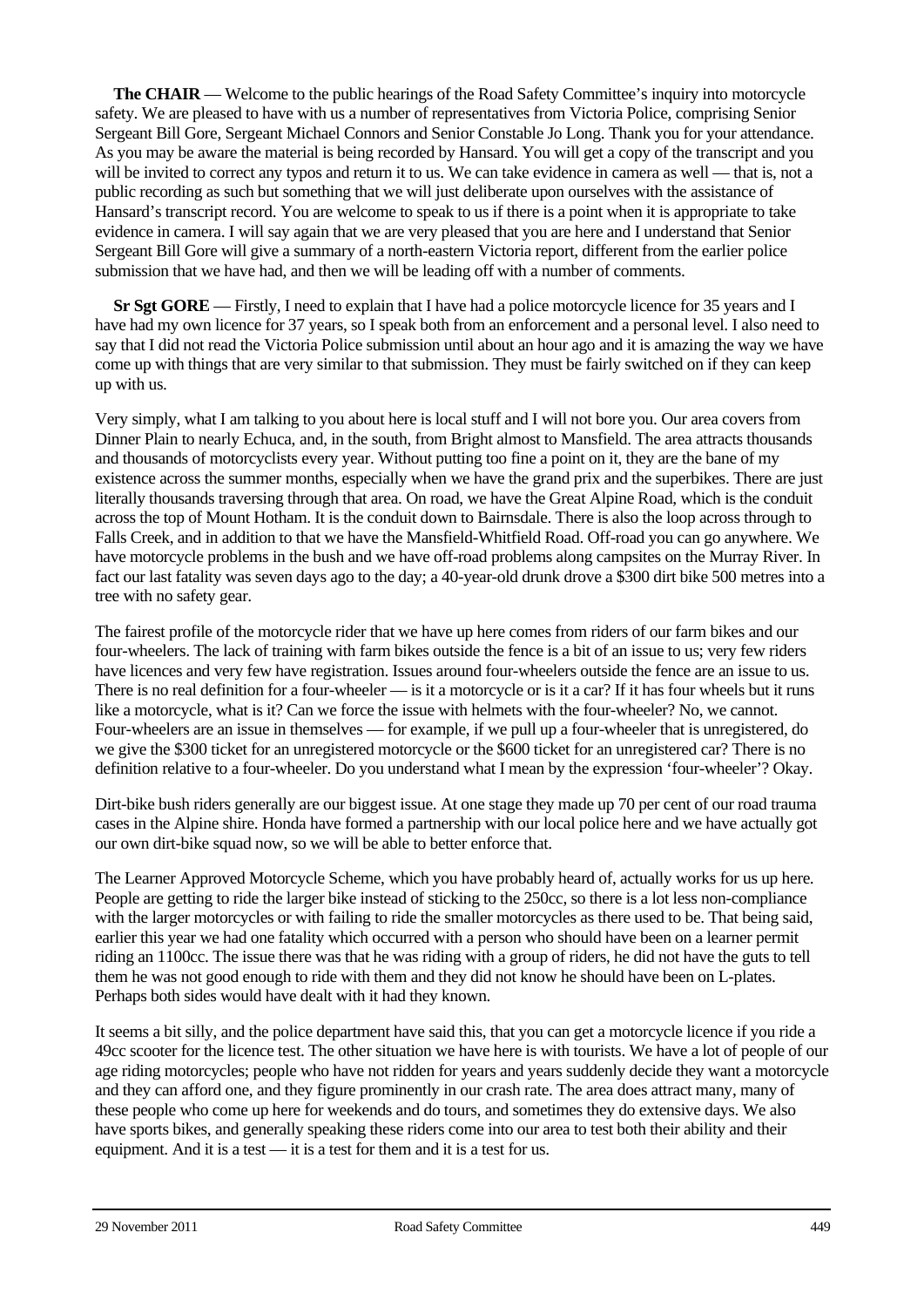**The CHAIR** — Welcome to the public hearings of the Road Safety Committee's inquiry into motorcycle safety. We are pleased to have with us a number of representatives from Victoria Police, comprising Senior Sergeant Bill Gore, Sergeant Michael Connors and Senior Constable Jo Long. Thank you for your attendance. As you may be aware the material is being recorded by Hansard. You will get a copy of the transcript and you will be invited to correct any typos and return it to us. We can take evidence in camera as well — that is, not a public recording as such but something that we will just deliberate upon ourselves with the assistance of Hansard's transcript record. You are welcome to speak to us if there is a point when it is appropriate to take evidence in camera. I will say again that we are very pleased that you are here and I understand that Senior Sergeant Bill Gore will give a summary of a north-eastern Victoria report, different from the earlier police submission that we have had, and then we will be leading off with a number of comments.

**Sr Sgt GORE** — Firstly, I need to explain that I have had a police motorcycle licence for 35 years and I have had my own licence for 37 years, so I speak both from an enforcement and a personal level. I also need to say that I did not read the Victoria Police submission until about an hour ago and it is amazing the way we have come up with things that are very similar to that submission. They must be fairly switched on if they can keep up with us.

Very simply, what I am talking to you about here is local stuff and I will not bore you. Our area covers from Dinner Plain to nearly Echuca, and, in the south, from Bright almost to Mansfield. The area attracts thousands and thousands of motorcyclists every year. Without putting too fine a point on it, they are the bane of my existence across the summer months, especially when we have the grand prix and the superbikes. There are just literally thousands traversing through that area. On road, we have the Great Alpine Road, which is the conduit across the top of Mount Hotham. It is the conduit down to Bairnsdale. There is also the loop across through to Falls Creek, and in addition to that we have the Mansfield-Whitfield Road. Off-road you can go anywhere. We have motorcycle problems in the bush and we have off-road problems along campsites on the Murray River. In fact our last fatality was seven days ago to the day; a 40-year-old drunk drove a $300 dirt bike 500 metres into a tree with no safety gear.

The fairest profile of the motorcycle rider that we have up here comes from riders of our farm bikes and our four-wheelers. The lack of training with farm bikes outside the fence is a bit of an issue to us; very few riders have licences and very few have registration. Issues around four-wheelers outside the fence are an issue to us. There is no real definition for a four-wheeler — is it a motorcycle or is it a car? If it has four wheels but it runs like a motorcycle, what is it? Can we force the issue with helmets with the four-wheeler? No, we cannot. Four-wheelers are an issue in themselves — for example, if we pull up a four-wheeler that is unregistered, do we give the $300 ticket for an unregistered motorcycle or the $600 ticket for an unregistered car? There is no definition relative to a four-wheeler. Do you understand what I mean by the expression 'four-wheeler'? Okay.

Dirt-bike bush riders generally are our biggest issue. At one stage they made up 70 per cent of our road trauma cases in the Alpine shire. Honda have formed a partnership with our local police here and we have actually got our own dirt-bike squad now, so we will be able to better enforce that.

The Learner Approved Motorcycle Scheme, which you have probably heard of, actually works for us up here. People are getting to ride the larger bike instead of sticking to the 250cc, so there is a lot less non-compliance with the larger motorcycles or with failing to ride the smaller motorcycles as there used to be. That being said, earlier this year we had one fatality which occurred with a person who should have been on a learner permit riding an 1100cc. The issue there was that he was riding with a group of riders, he did not have the guts to tell them he was not good enough to ride with them and they did not know he should have been on L-plates. Perhaps both sides would have dealt with it had they known.

It seems a bit silly, and the police department have said this, that you can get a motorcycle licence if you ride a 49cc scooter for the licence test. The other situation we have here is with tourists. We have a lot of people of our age riding motorcycles; people who have not ridden for years and years suddenly decide they want a motorcycle and they can afford one, and they figure prominently in our crash rate. The area does attract many, many of these people who come up here for weekends and do tours, and sometimes they do extensive days. We also have sports bikes, and generally speaking these riders come into our area to test both their ability and their equipment. And it is a test — it is a test for them and it is a test for us.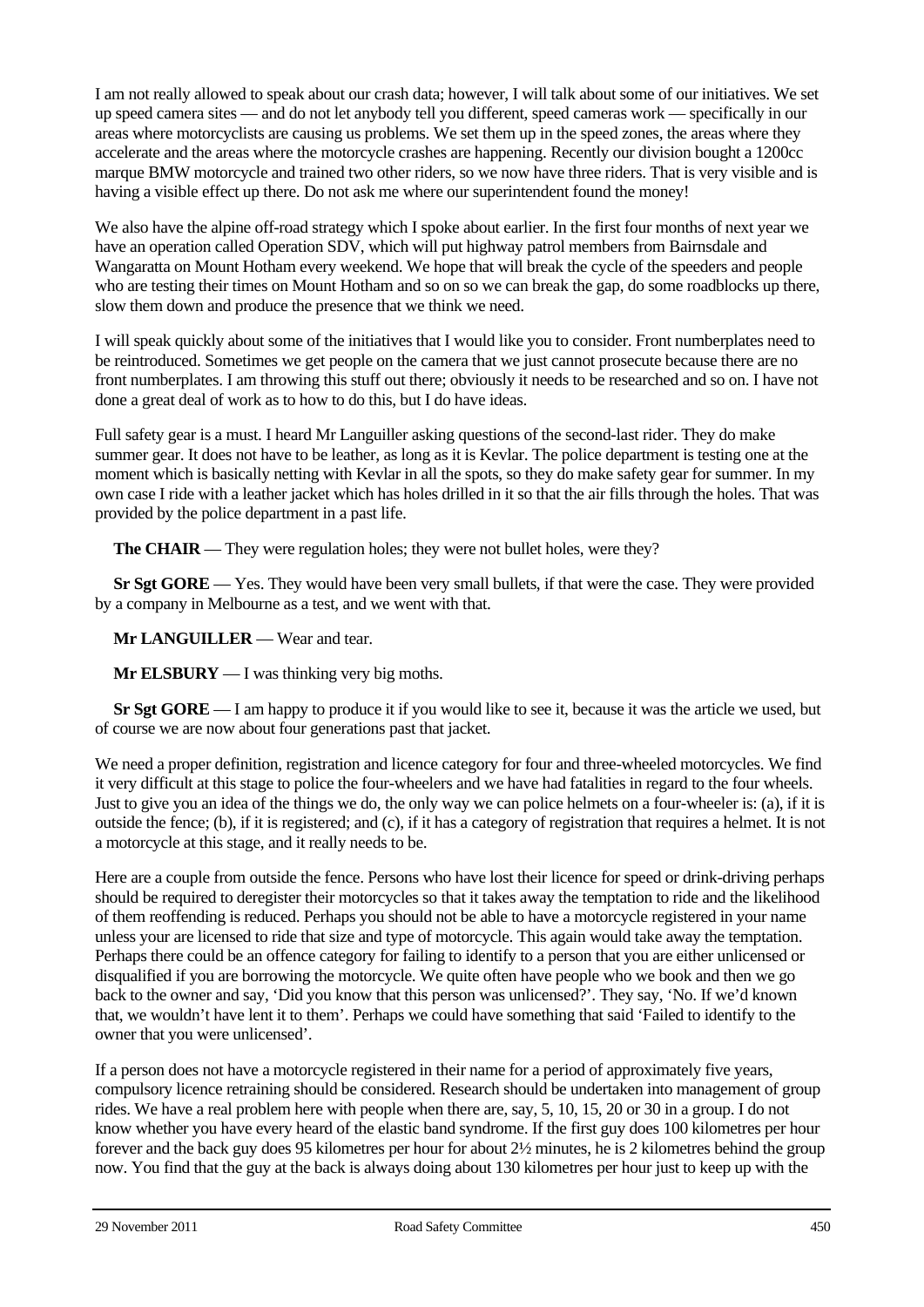I am not really allowed to speak about our crash data; however, I will talk about some of our initiatives. We set up speed camera sites — and do not let anybody tell you different, speed cameras work — specifically in our areas where motorcyclists are causing us problems. We set them up in the speed zones, the areas where they accelerate and the areas where the motorcycle crashes are happening. Recently our division bought a 1200cc marque BMW motorcycle and trained two other riders, so we now have three riders. That is very visible and is having a visible effect up there. Do not ask me where our superintendent found the money!

We also have the alpine off-road strategy which I spoke about earlier. In the first four months of next year we have an operation called Operation SDV, which will put highway patrol members from Bairnsdale and Wangaratta on Mount Hotham every weekend. We hope that will break the cycle of the speeders and people who are testing their times on Mount Hotham and so on so we can break the gap, do some roadblocks up there, slow them down and produce the presence that we think we need.

I will speak quickly about some of the initiatives that I would like you to consider. Front numberplates need to be reintroduced. Sometimes we get people on the camera that we just cannot prosecute because there are no front numberplates. I am throwing this stuff out there; obviously it needs to be researched and so on. I have not done a great deal of work as to how to do this, but I do have ideas.

Full safety gear is a must. I heard Mr Languiller asking questions of the second-last rider. They do make summer gear. It does not have to be leather, as long as it is Kevlar. The police department is testing one at the moment which is basically netting with Kevlar in all the spots, so they do make safety gear for summer. In my own case I ride with a leather jacket which has holes drilled in it so that the air fills through the holes. That was provided by the police department in a past life.

**The CHAIR** — They were regulation holes; they were not bullet holes, were they?

**Sr Sgt GORE** — Yes. They would have been very small bullets, if that were the case. They were provided by a company in Melbourne as a test, and we went with that.

**Mr LANGUILLER** — Wear and tear.

**Mr ELSBURY** — I was thinking very big moths.

**Sr Sgt GORE** — I am happy to produce it if you would like to see it, because it was the article we used, but of course we are now about four generations past that jacket.

We need a proper definition, registration and licence category for four and three-wheeled motorcycles. We find it very difficult at this stage to police the four-wheelers and we have had fatalities in regard to the four wheels. Just to give you an idea of the things we do, the only way we can police helmets on a four-wheeler is: (a), if it is outside the fence; (b), if it is registered; and (c), if it has a category of registration that requires a helmet. It is not a motorcycle at this stage, and it really needs to be.

Here are a couple from outside the fence. Persons who have lost their licence for speed or drink-driving perhaps should be required to deregister their motorcycles so that it takes away the temptation to ride and the likelihood of them reoffending is reduced. Perhaps you should not be able to have a motorcycle registered in your name unless your are licensed to ride that size and type of motorcycle. This again would take away the temptation. Perhaps there could be an offence category for failing to identify to a person that you are either unlicensed or disqualified if you are borrowing the motorcycle. We quite often have people who we book and then we go back to the owner and say, 'Did you know that this person was unlicensed?'. They say, 'No. If we'd known that, we wouldn't have lent it to them'. Perhaps we could have something that said 'Failed to identify to the owner that you were unlicensed'.

If a person does not have a motorcycle registered in their name for a period of approximately five years, compulsory licence retraining should be considered. Research should be undertaken into management of group rides. We have a real problem here with people when there are, say, 5, 10, 15, 20 or 30 in a group. I do not know whether you have every heard of the elastic band syndrome. If the first guy does 100 kilometres per hour forever and the back guy does 95 kilometres per hour for about 2½ minutes, he is 2 kilometres behind the group now. You find that the guy at the back is always doing about 130 kilometres per hour just to keep up with the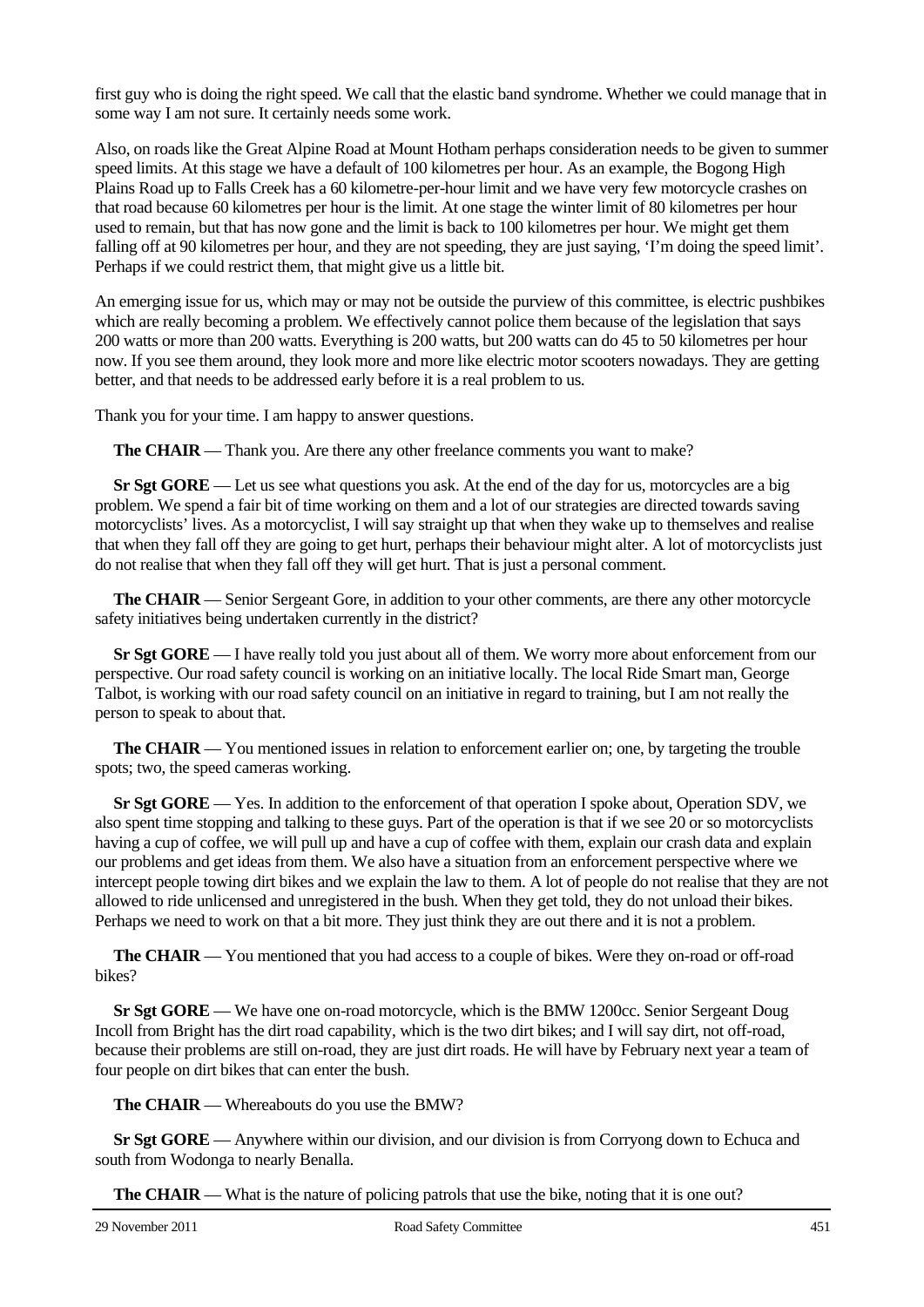first guy who is doing the right speed. We call that the elastic band syndrome. Whether we could manage that in some way I am not sure. It certainly needs some work.

Also, on roads like the Great Alpine Road at Mount Hotham perhaps consideration needs to be given to summer speed limits. At this stage we have a default of 100 kilometres per hour. As an example, the Bogong High Plains Road up to Falls Creek has a 60 kilometre-per-hour limit and we have very few motorcycle crashes on that road because 60 kilometres per hour is the limit. At one stage the winter limit of 80 kilometres per hour used to remain, but that has now gone and the limit is back to 100 kilometres per hour. We might get them falling off at 90 kilometres per hour, and they are not speeding, they are just saying, 'I'm doing the speed limit'. Perhaps if we could restrict them, that might give us a little bit.

An emerging issue for us, which may or may not be outside the purview of this committee, is electric pushbikes which are really becoming a problem. We effectively cannot police them because of the legislation that says 200 watts or more than 200 watts. Everything is 200 watts, but 200 watts can do 45 to 50 kilometres per hour now. If you see them around, they look more and more like electric motor scooters nowadays. They are getting better, and that needs to be addressed early before it is a real problem to us.

Thank you for your time. I am happy to answer questions.

**The CHAIR** — Thank you. Are there any other freelance comments you want to make?

**Sr Sgt GORE** — Let us see what questions you ask. At the end of the day for us, motorcycles are a big problem. We spend a fair bit of time working on them and a lot of our strategies are directed towards saving motorcyclists' lives. As a motorcyclist, I will say straight up that when they wake up to themselves and realise that when they fall off they are going to get hurt, perhaps their behaviour might alter. A lot of motorcyclists just do not realise that when they fall off they will get hurt. That is just a personal comment.

**The CHAIR** — Senior Sergeant Gore, in addition to your other comments, are there any other motorcycle safety initiatives being undertaken currently in the district?

**Sr Sgt GORE** — I have really told you just about all of them. We worry more about enforcement from our perspective. Our road safety council is working on an initiative locally. The local Ride Smart man, George Talbot, is working with our road safety council on an initiative in regard to training, but I am not really the person to speak to about that.

**The CHAIR** — You mentioned issues in relation to enforcement earlier on; one, by targeting the trouble spots; two, the speed cameras working.

**Sr Sgt GORE** — Yes. In addition to the enforcement of that operation I spoke about, Operation SDV, we also spent time stopping and talking to these guys. Part of the operation is that if we see 20 or so motorcyclists having a cup of coffee, we will pull up and have a cup of coffee with them, explain our crash data and explain our problems and get ideas from them. We also have a situation from an enforcement perspective where we intercept people towing dirt bikes and we explain the law to them. A lot of people do not realise that they are not allowed to ride unlicensed and unregistered in the bush. When they get told, they do not unload their bikes. Perhaps we need to work on that a bit more. They just think they are out there and it is not a problem.

**The CHAIR** — You mentioned that you had access to a couple of bikes. Were they on-road or off-road bikes?

**Sr Sgt GORE** — We have one on-road motorcycle, which is the BMW 1200cc. Senior Sergeant Doug Incoll from Bright has the dirt road capability, which is the two dirt bikes; and I will say dirt, not off-road, because their problems are still on-road, they are just dirt roads. He will have by February next year a team of four people on dirt bikes that can enter the bush.

**The CHAIR** — Whereabouts do you use the BMW?

**Sr Sgt GORE** — Anywhere within our division, and our division is from Corryong down to Echuca and south from Wodonga to nearly Benalla.

**The CHAIR** — What is the nature of policing patrols that use the bike, noting that it is one out?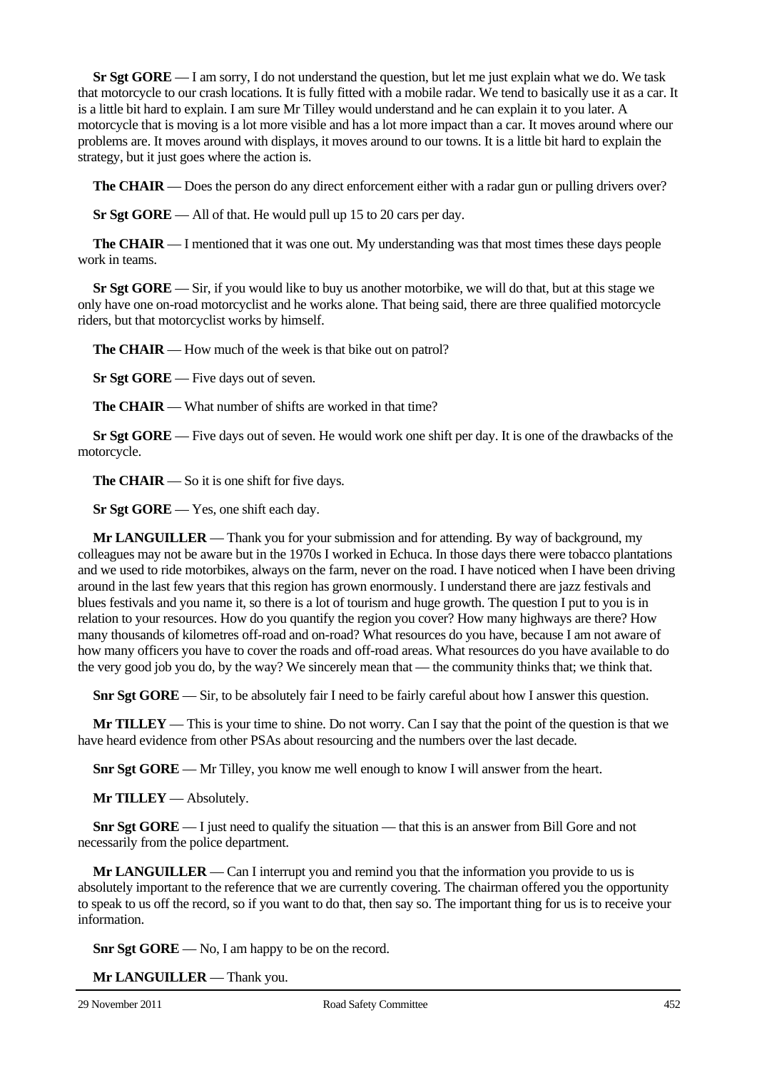**Sr Sgt GORE** — I am sorry, I do not understand the question, but let me just explain what we do. We task that motorcycle to our crash locations. It is fully fitted with a mobile radar. We tend to basically use it as a car. It is a little bit hard to explain. I am sure Mr Tilley would understand and he can explain it to you later. A motorcycle that is moving is a lot more visible and has a lot more impact than a car. It moves around where our problems are. It moves around with displays, it moves around to our towns. It is a little bit hard to explain the strategy, but it just goes where the action is.

**The CHAIR** — Does the person do any direct enforcement either with a radar gun or pulling drivers over?

**Sr Sgt GORE** — All of that. He would pull up 15 to 20 cars per day.

**The CHAIR** — I mentioned that it was one out. My understanding was that most times these days people work in teams.

**Sr Sgt GORE** — Sir, if you would like to buy us another motorbike, we will do that, but at this stage we only have one on-road motorcyclist and he works alone. That being said, there are three qualified motorcycle riders, but that motorcyclist works by himself.

**The CHAIR** — How much of the week is that bike out on patrol?

**Sr Sgt GORE** — Five days out of seven.

**The CHAIR** — What number of shifts are worked in that time?

**Sr Sgt GORE** — Five days out of seven. He would work one shift per day. It is one of the drawbacks of the motorcycle.

**The CHAIR** — So it is one shift for five days.

**Sr Sgt GORE** — Yes, one shift each day.

**Mr LANGUILLER** — Thank you for your submission and for attending. By way of background, my colleagues may not be aware but in the 1970s I worked in Echuca. In those days there were tobacco plantations and we used to ride motorbikes, always on the farm, never on the road. I have noticed when I have been driving around in the last few years that this region has grown enormously. I understand there are jazz festivals and blues festivals and you name it, so there is a lot of tourism and huge growth. The question I put to you is in relation to your resources. How do you quantify the region you cover? How many highways are there? How many thousands of kilometres off-road and on-road? What resources do you have, because I am not aware of how many officers you have to cover the roads and off-road areas. What resources do you have available to do the very good job you do, by the way? We sincerely mean that — the community thinks that; we think that.

**Snr Sgt GORE** — Sir, to be absolutely fair I need to be fairly careful about how I answer this question.

**Mr TILLEY** — This is your time to shine. Do not worry. Can I say that the point of the question is that we have heard evidence from other PSAs about resourcing and the numbers over the last decade.

**Snr Sgt GORE** — Mr Tilley, you know me well enough to know I will answer from the heart.

**Mr TILLEY** — Absolutely.

**Snr Sgt GORE** — I just need to qualify the situation — that this is an answer from Bill Gore and not necessarily from the police department.

**Mr LANGUILLER** — Can I interrupt you and remind you that the information you provide to us is absolutely important to the reference that we are currently covering. The chairman offered you the opportunity to speak to us off the record, so if you want to do that, then say so. The important thing for us is to receive your information.

**Snr Sgt GORE** — No, I am happy to be on the record.

**Mr LANGUILLER** — Thank you.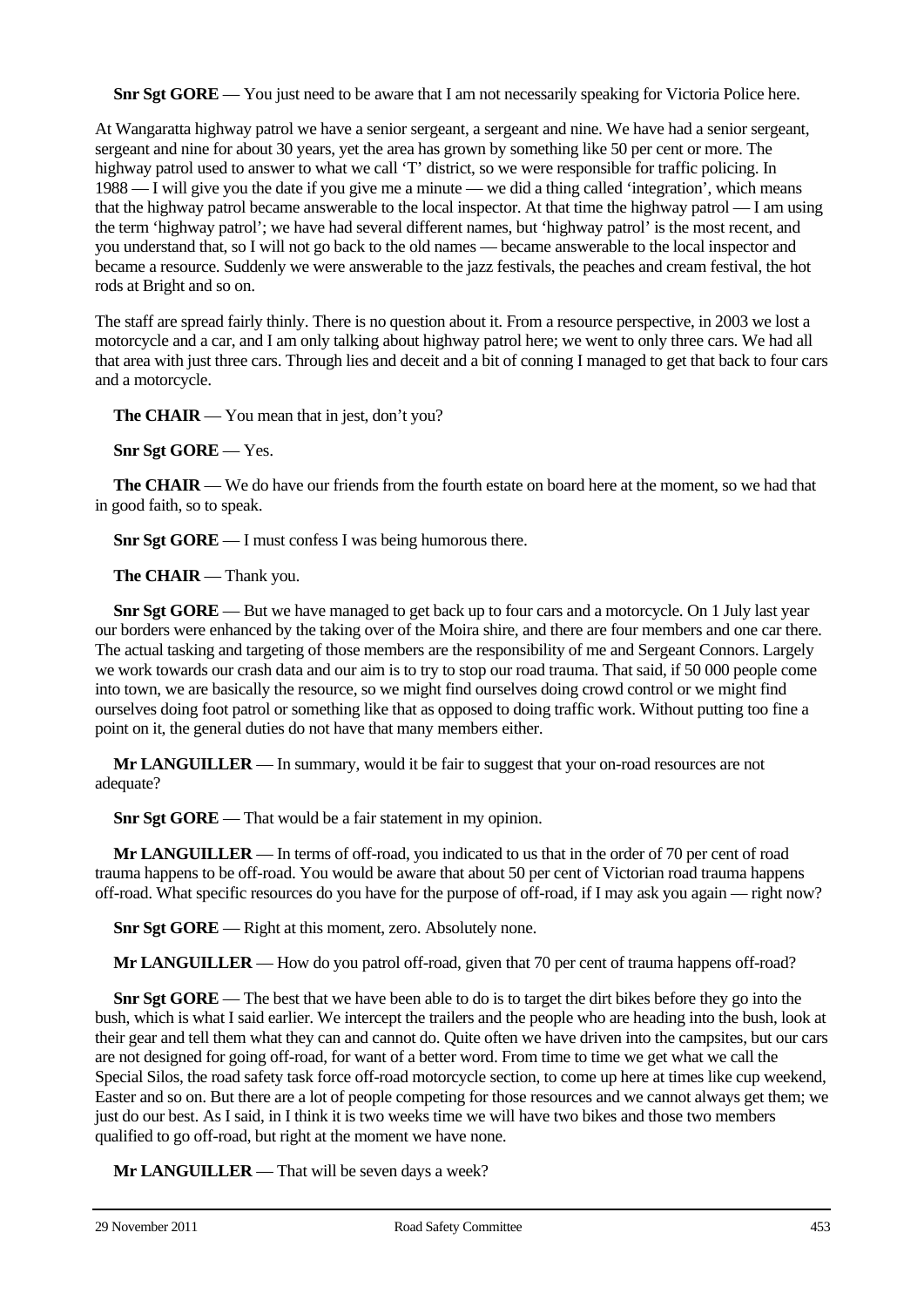**Snr Sgt GORE** — You just need to be aware that I am not necessarily speaking for Victoria Police here.

At Wangaratta highway patrol we have a senior sergeant, a sergeant and nine. We have had a senior sergeant, sergeant and nine for about 30 years, yet the area has grown by something like 50 per cent or more. The highway patrol used to answer to what we call 'T' district, so we were responsible for traffic policing. In 1988 — I will give you the date if you give me a minute — we did a thing called 'integration', which means that the highway patrol became answerable to the local inspector. At that time the highway patrol — I am using the term 'highway patrol'; we have had several different names, but 'highway patrol' is the most recent, and you understand that, so I will not go back to the old names — became answerable to the local inspector and became a resource. Suddenly we were answerable to the jazz festivals, the peaches and cream festival, the hot rods at Bright and so on.

The staff are spread fairly thinly. There is no question about it. From a resource perspective, in 2003 we lost a motorcycle and a car, and I am only talking about highway patrol here; we went to only three cars. We had all that area with just three cars. Through lies and deceit and a bit of conning I managed to get that back to four cars and a motorcycle.

**The CHAIR** — You mean that in jest, don't you?

**Snr Sgt GORE** — Yes.

**The CHAIR** — We do have our friends from the fourth estate on board here at the moment, so we had that in good faith, so to speak.

**Snr Sgt GORE** — I must confess I was being humorous there.

**The CHAIR** — Thank you.

**Snr Sgt GORE** — But we have managed to get back up to four cars and a motorcycle. On 1 July last year our borders were enhanced by the taking over of the Moira shire, and there are four members and one car there. The actual tasking and targeting of those members are the responsibility of me and Sergeant Connors. Largely we work towards our crash data and our aim is to try to stop our road trauma. That said, if 50 000 people come into town, we are basically the resource, so we might find ourselves doing crowd control or we might find ourselves doing foot patrol or something like that as opposed to doing traffic work. Without putting too fine a point on it, the general duties do not have that many members either.

**Mr LANGUILLER** — In summary, would it be fair to suggest that your on-road resources are not adequate?

**Snr Sgt GORE** — That would be a fair statement in my opinion.

**Mr LANGUILLER** — In terms of off-road, you indicated to us that in the order of 70 per cent of road trauma happens to be off-road. You would be aware that about 50 per cent of Victorian road trauma happens off-road. What specific resources do you have for the purpose of off-road, if I may ask you again — right now?

**Snr Sgt GORE** — Right at this moment, zero. Absolutely none.

**Mr LANGUILLER** — How do you patrol off-road, given that 70 per cent of trauma happens off-road?

**Snr Sgt GORE** — The best that we have been able to do is to target the dirt bikes before they go into the bush, which is what I said earlier. We intercept the trailers and the people who are heading into the bush, look at their gear and tell them what they can and cannot do. Quite often we have driven into the campsites, but our cars are not designed for going off-road, for want of a better word. From time to time we get what we call the Special Silos, the road safety task force off-road motorcycle section, to come up here at times like cup weekend, Easter and so on. But there are a lot of people competing for those resources and we cannot always get them; we just do our best. As I said, in I think it is two weeks time we will have two bikes and those two members qualified to go off-road, but right at the moment we have none.

**Mr LANGUILLER** — That will be seven days a week?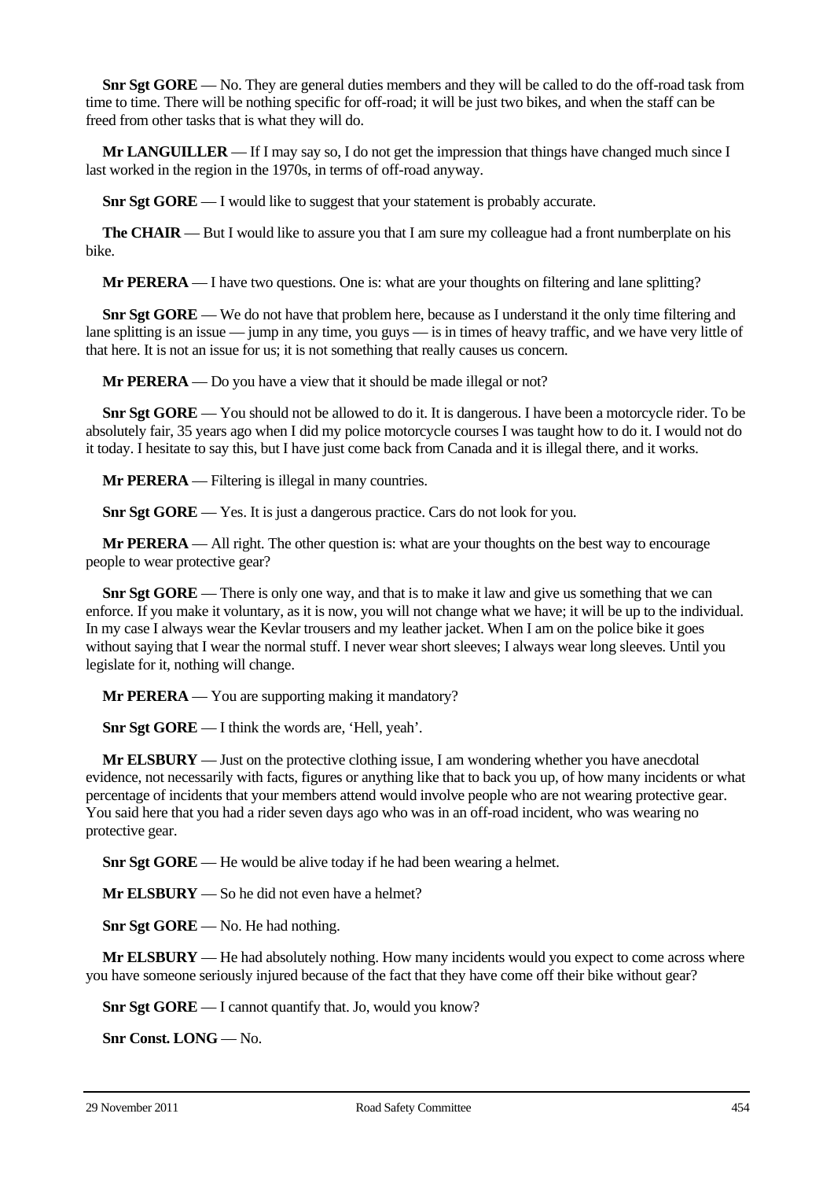**Snr Sgt GORE** — No. They are general duties members and they will be called to do the off-road task from time to time. There will be nothing specific for off-road; it will be just two bikes, and when the staff can be freed from other tasks that is what they will do.

**Mr LANGUILLER** — If I may say so, I do not get the impression that things have changed much since I last worked in the region in the 1970s, in terms of off-road anyway.

**Snr Sgt GORE** — I would like to suggest that your statement is probably accurate.

**The CHAIR** — But I would like to assure you that I am sure my colleague had a front numberplate on his bike.

**Mr PERERA** — I have two questions. One is: what are your thoughts on filtering and lane splitting?

**Snr Sgt GORE** — We do not have that problem here, because as I understand it the only time filtering and lane splitting is an issue — jump in any time, you guys — is in times of heavy traffic, and we have very little of that here. It is not an issue for us; it is not something that really causes us concern.

**Mr PERERA** — Do you have a view that it should be made illegal or not?

**Snr Sgt GORE** — You should not be allowed to do it. It is dangerous. I have been a motorcycle rider. To be absolutely fair, 35 years ago when I did my police motorcycle courses I was taught how to do it. I would not do it today. I hesitate to say this, but I have just come back from Canada and it is illegal there, and it works.

**Mr PERERA** — Filtering is illegal in many countries.

**Snr Sgt GORE** — Yes. It is just a dangerous practice. Cars do not look for you.

**Mr PERERA** — All right. The other question is: what are your thoughts on the best way to encourage people to wear protective gear?

**Snr Sgt GORE** — There is only one way, and that is to make it law and give us something that we can enforce. If you make it voluntary, as it is now, you will not change what we have; it will be up to the individual. In my case I always wear the Kevlar trousers and my leather jacket. When I am on the police bike it goes without saying that I wear the normal stuff. I never wear short sleeves; I always wear long sleeves. Until you legislate for it, nothing will change.

**Mr PERERA** — You are supporting making it mandatory?

**Snr Sgt GORE** — I think the words are, 'Hell, yeah'.

**Mr ELSBURY** — Just on the protective clothing issue, I am wondering whether you have anecdotal evidence, not necessarily with facts, figures or anything like that to back you up, of how many incidents or what percentage of incidents that your members attend would involve people who are not wearing protective gear. You said here that you had a rider seven days ago who was in an off-road incident, who was wearing no protective gear.

**Snr Sgt GORE** — He would be alive today if he had been wearing a helmet.

**Mr ELSBURY** — So he did not even have a helmet?

**Snr Sgt GORE** — No. He had nothing.

**Mr ELSBURY** — He had absolutely nothing. How many incidents would you expect to come across where you have someone seriously injured because of the fact that they have come off their bike without gear?

**Snr Sgt GORE** — I cannot quantify that. Jo, would you know?

**Snr Const. LONG** — No.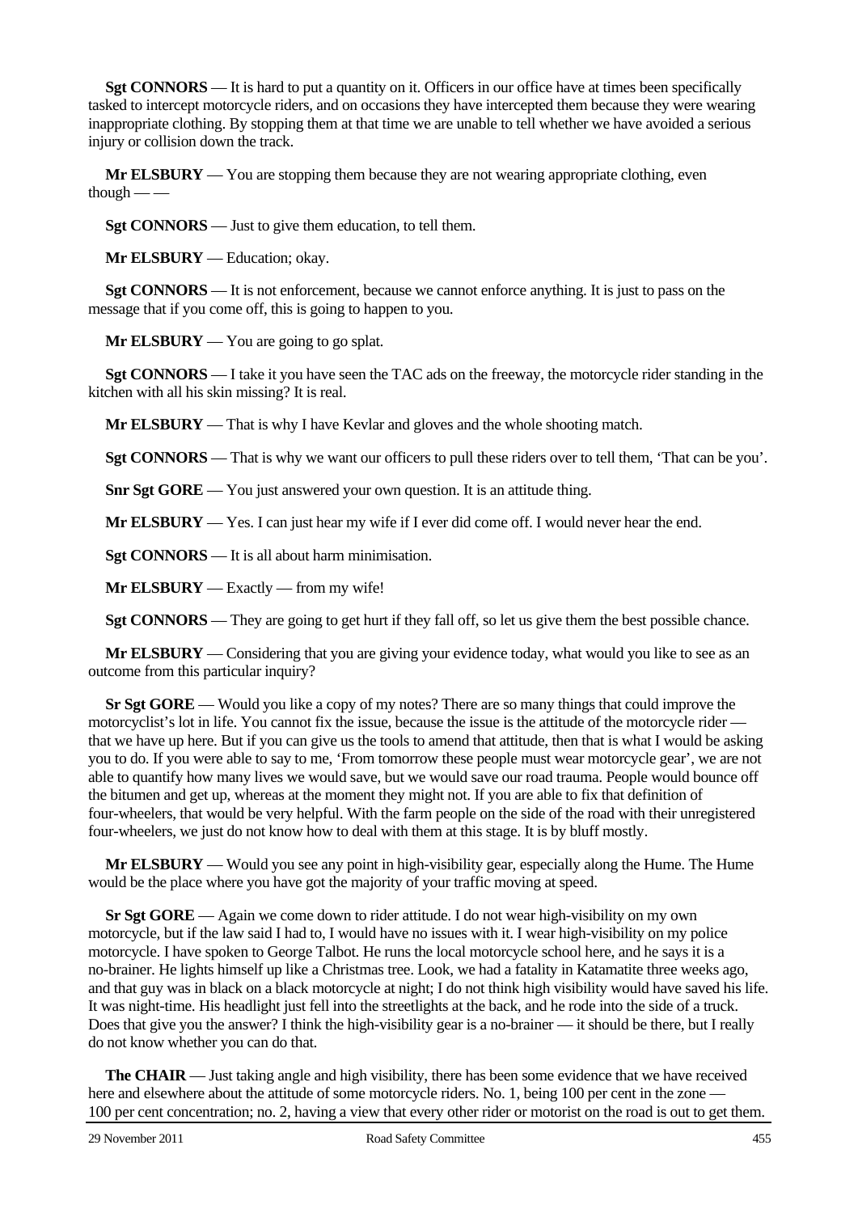**Sgt CONNORS** — It is hard to put a quantity on it. Officers in our office have at times been specifically tasked to intercept motorcycle riders, and on occasions they have intercepted them because they were wearing inappropriate clothing. By stopping them at that time we are unable to tell whether we have avoided a serious injury or collision down the track.

**Mr ELSBURY** — You are stopping them because they are not wearing appropriate clothing, even though — —

**Sgt CONNORS** — Just to give them education, to tell them.

**Mr ELSBURY** — Education; okay.

**Sgt CONNORS** — It is not enforcement, because we cannot enforce anything. It is just to pass on the message that if you come off, this is going to happen to you.

**Mr ELSBURY** — You are going to go splat.

**Sgt CONNORS** — I take it you have seen the TAC ads on the freeway, the motorcycle rider standing in the kitchen with all his skin missing? It is real.

**Mr ELSBURY** — That is why I have Kevlar and gloves and the whole shooting match.

**Sgt CONNORS** — That is why we want our officers to pull these riders over to tell them, 'That can be you'.

**Snr Sgt GORE** — You just answered your own question. It is an attitude thing.

**Mr ELSBURY** — Yes. I can just hear my wife if I ever did come off. I would never hear the end.

**Sgt CONNORS** — It is all about harm minimisation.

**Mr ELSBURY** — Exactly — from my wife!

**Sgt CONNORS** — They are going to get hurt if they fall off, so let us give them the best possible chance.

**Mr ELSBURY** — Considering that you are giving your evidence today, what would you like to see as an outcome from this particular inquiry?

**Sr Sgt GORE** — Would you like a copy of my notes? There are so many things that could improve the motorcyclist's lot in life. You cannot fix the issue, because the issue is the attitude of the motorcycle rider — that we have up here. But if you can give us the tools to amend that attitude, then that is what I would be asking you to do. If you were able to say to me, 'From tomorrow these people must wear motorcycle gear', we are not able to quantify how many lives we would save, but we would save our road trauma. People would bounce off the bitumen and get up, whereas at the moment they might not. If you are able to fix that definition of four-wheelers, that would be very helpful. With the farm people on the side of the road with their unregistered four-wheelers, we just do not know how to deal with them at this stage. It is by bluff mostly.

**Mr ELSBURY** — Would you see any point in high-visibility gear, especially along the Hume. The Hume would be the place where you have got the majority of your traffic moving at speed.

**Sr Sgt GORE** — Again we come down to rider attitude. I do not wear high-visibility on my own motorcycle, but if the law said I had to, I would have no issues with it. I wear high-visibility on my police motorcycle. I have spoken to George Talbot. He runs the local motorcycle school here, and he says it is a no-brainer. He lights himself up like a Christmas tree. Look, we had a fatality in Katamatite three weeks ago, and that guy was in black on a black motorcycle at night; I do not think high visibility would have saved his life. It was night-time. His headlight just fell into the streetlights at the back, and he rode into the side of a truck. Does that give you the answer? I think the high-visibility gear is a no-brainer — it should be there, but I really do not know whether you can do that.

**The CHAIR** — Just taking angle and high visibility, there has been some evidence that we have received here and elsewhere about the attitude of some motorcycle riders. No. 1, being 100 per cent in the zone — 100 per cent concentration; no. 2, having a view that every other rider or motorist on the road is out to get them.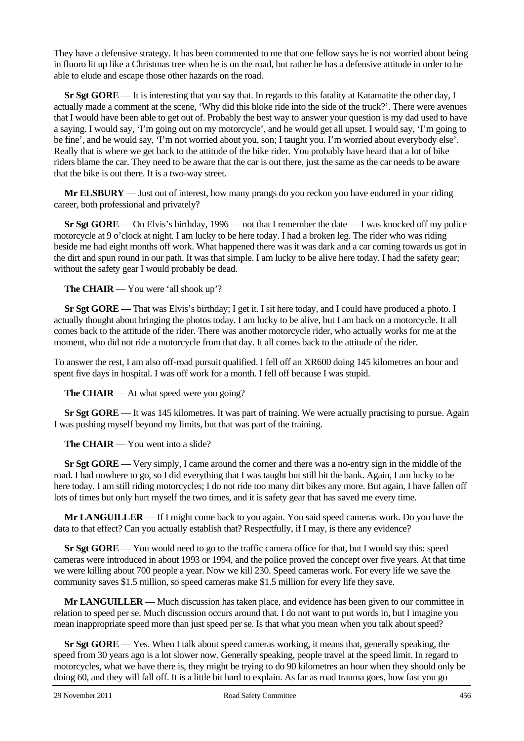They have a defensive strategy. It has been commented to me that one fellow says he is not worried about being in fluoro lit up like a Christmas tree when he is on the road, but rather he has a defensive attitude in order to be able to elude and escape those other hazards on the road.

**Sr Sgt GORE** — It is interesting that you say that. In regards to this fatality at Katamatite the other day, I actually made a comment at the scene, 'Why did this bloke ride into the side of the truck?'. There were avenues that I would have been able to get out of. Probably the best way to answer your question is my dad used to have a saying. I would say, 'I'm going out on my motorcycle', and he would get all upset. I would say, 'I'm going to be fine', and he would say, 'I'm not worried about you, son; I taught you. I'm worried about everybody else'. Really that is where we get back to the attitude of the bike rider. You probably have heard that a lot of bike riders blame the car. They need to be aware that the car is out there, just the same as the car needs to be aware that the bike is out there. It is a two-way street.

**Mr ELSBURY** — Just out of interest, how many prangs do you reckon you have endured in your riding career, both professional and privately?

**Sr Sgt GORE** — On Elvis's birthday, 1996 — not that I remember the date — I was knocked off my police motorcycle at 9 o'clock at night. I am lucky to be here today. I had a broken leg. The rider who was riding beside me had eight months off work. What happened there was it was dark and a car coming towards us got in the dirt and spun round in our path. It was that simple. I am lucky to be alive here today. I had the safety gear; without the safety gear I would probably be dead.

**The CHAIR** — You were 'all shook up'?

**Sr Sgt GORE** — That was Elvis's birthday; I get it. I sit here today, and I could have produced a photo. I actually thought about bringing the photos today. I am lucky to be alive, but I am back on a motorcycle. It all comes back to the attitude of the rider. There was another motorcycle rider, who actually works for me at the moment, who did not ride a motorcycle from that day. It all comes back to the attitude of the rider.

To answer the rest, I am also off-road pursuit qualified. I fell off an XR600 doing 145 kilometres an hour and spent five days in hospital. I was off work for a month. I fell off because I was stupid.

**The CHAIR** — At what speed were you going?

**Sr Sgt GORE** — It was 145 kilometres. It was part of training. We were actually practising to pursue. Again I was pushing myself beyond my limits, but that was part of the training.

**The CHAIR** — You went into a slide?

**Sr Sgt GORE** — Very simply, I came around the corner and there was a no-entry sign in the middle of the road. I had nowhere to go, so I did everything that I was taught but still hit the bank. Again, I am lucky to be here today. I am still riding motorcycles; I do not ride too many dirt bikes any more. But again, I have fallen off lots of times but only hurt myself the two times, and it is safety gear that has saved me every time.

**Mr LANGUILLER** — If I might come back to you again. You said speed cameras work. Do you have the data to that effect? Can you actually establish that? Respectfully, if I may, is there any evidence?

**Sr Sgt GORE** — You would need to go to the traffic camera office for that, but I would say this: speed cameras were introduced in about 1993 or 1994, and the police proved the concept over five years. At that time we were killing about 700 people a year. Now we kill 230. Speed cameras work. For every life we save the community saves $1.5 million, so speed cameras make $1.5 million for every life they save.

**Mr LANGUILLER** — Much discussion has taken place, and evidence has been given to our committee in relation to speed per se. Much discussion occurs around that. I do not want to put words in, but I imagine you mean inappropriate speed more than just speed per se. Is that what you mean when you talk about speed?

**Sr Sgt GORE** — Yes. When I talk about speed cameras working, it means that, generally speaking, the speed from 30 years ago is a lot slower now. Generally speaking, people travel at the speed limit. In regard to motorcycles, what we have there is, they might be trying to do 90 kilometres an hour when they should only be doing 60, and they will fall off. It is a little bit hard to explain. As far as road trauma goes, how fast you go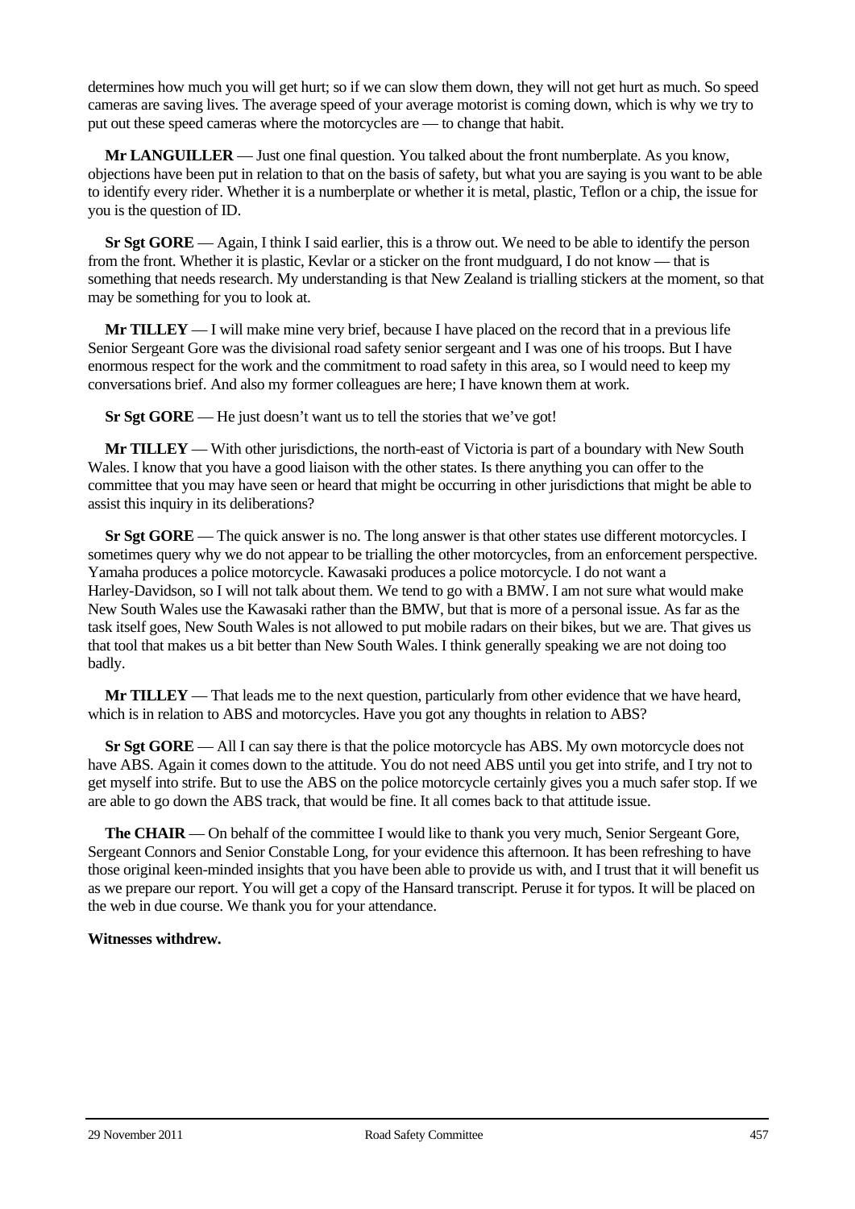determines how much you will get hurt; so if we can slow them down, they will not get hurt as much. So speed cameras are saving lives. The average speed of your average motorist is coming down, which is why we try to put out these speed cameras where the motorcycles are — to change that habit.

**Mr LANGUILLER** — Just one final question. You talked about the front numberplate. As you know, objections have been put in relation to that on the basis of safety, but what you are saying is you want to be able to identify every rider. Whether it is a numberplate or whether it is metal, plastic, Teflon or a chip, the issue for you is the question of ID.

**Sr Sgt GORE** — Again, I think I said earlier, this is a throw out. We need to be able to identify the person from the front. Whether it is plastic, Kevlar or a sticker on the front mudguard, I do not know — that is something that needs research. My understanding is that New Zealand is trialling stickers at the moment, so that may be something for you to look at.

**Mr TILLEY** — I will make mine very brief, because I have placed on the record that in a previous life Senior Sergeant Gore was the divisional road safety senior sergeant and I was one of his troops. But I have enormous respect for the work and the commitment to road safety in this area, so I would need to keep my conversations brief. And also my former colleagues are here; I have known them at work.

**Sr Sgt GORE** — He just doesn't want us to tell the stories that we've got!

**Mr TILLEY** — With other jurisdictions, the north-east of Victoria is part of a boundary with New South Wales. I know that you have a good liaison with the other states. Is there anything you can offer to the committee that you may have seen or heard that might be occurring in other jurisdictions that might be able to assist this inquiry in its deliberations?

**Sr Sgt GORE** — The quick answer is no. The long answer is that other states use different motorcycles. I sometimes query why we do not appear to be trialling the other motorcycles, from an enforcement perspective. Yamaha produces a police motorcycle. Kawasaki produces a police motorcycle. I do not want a Harley-Davidson, so I will not talk about them. We tend to go with a BMW. I am not sure what would make New South Wales use the Kawasaki rather than the BMW, but that is more of a personal issue. As far as the task itself goes, New South Wales is not allowed to put mobile radars on their bikes, but we are. That gives us that tool that makes us a bit better than New South Wales. I think generally speaking we are not doing too badly.

**Mr TILLEY** — That leads me to the next question, particularly from other evidence that we have heard, which is in relation to ABS and motorcycles. Have you got any thoughts in relation to ABS?

**Sr Sgt GORE** — All I can say there is that the police motorcycle has ABS. My own motorcycle does not have ABS. Again it comes down to the attitude. You do not need ABS until you get into strife, and I try not to get myself into strife. But to use the ABS on the police motorcycle certainly gives you a much safer stop. If we are able to go down the ABS track, that would be fine. It all comes back to that attitude issue.

**The CHAIR** — On behalf of the committee I would like to thank you very much, Senior Sergeant Gore, Sergeant Connors and Senior Constable Long, for your evidence this afternoon. It has been refreshing to have those original keen-minded insights that you have been able to provide us with, and I trust that it will benefit us as we prepare our report. You will get a copy of the Hansard transcript. Peruse it for typos. It will be placed on the web in due course. We thank you for your attendance.

**Witnesses withdrew.**